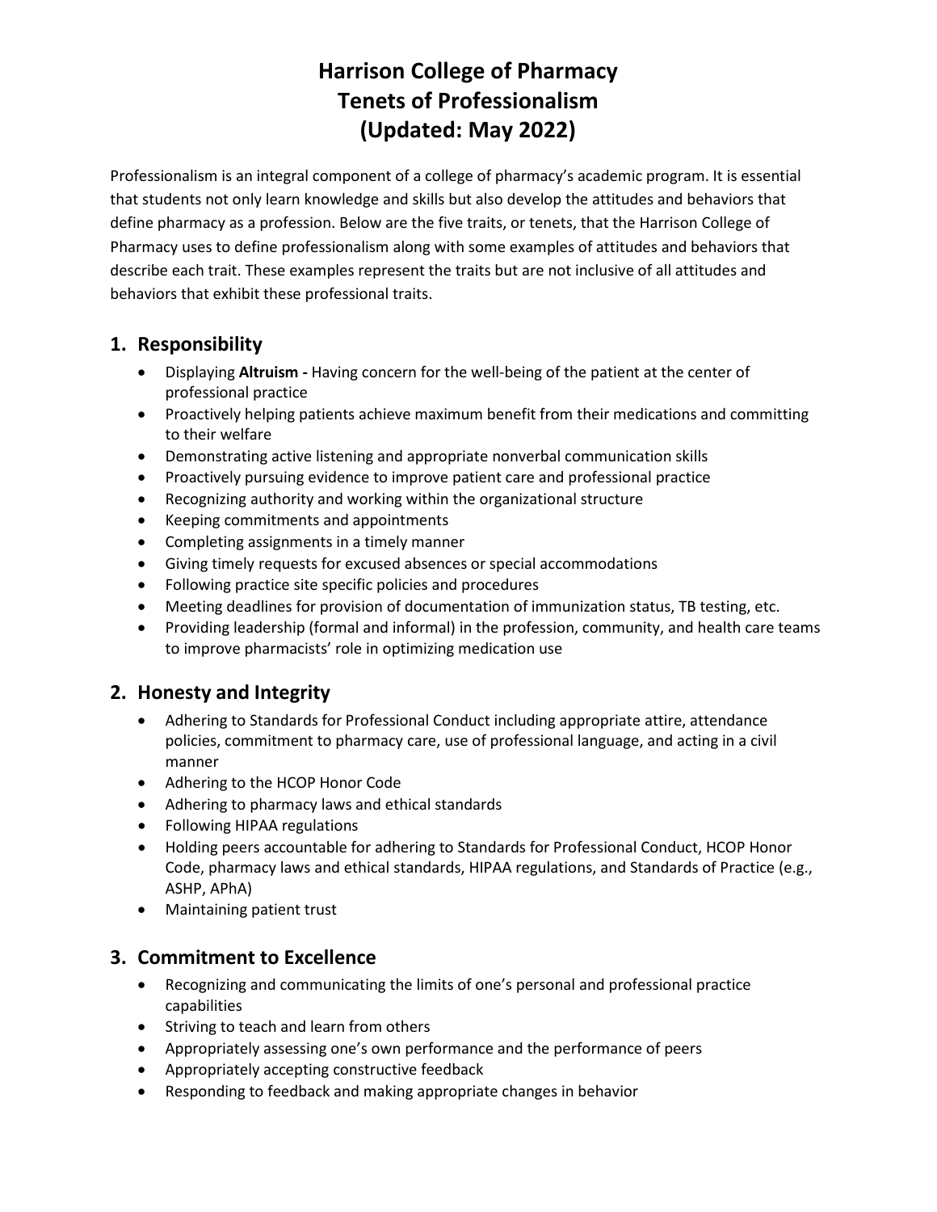# Harrison College of Pharmacy
# Tenets of Professionalism
# (Updated: May 2022)

Professionalism is an integral component of a college of pharmacy's academic program. It is essential that students not only learn knowledge and skills but also develop the attitudes and behaviors that define pharmacy as a profession. Below are the five traits, or tenets, that the Harrison College of Pharmacy uses to define professionalism along with some examples of attitudes and behaviors that describe each trait. These examples represent the traits but are not inclusive of all attitudes and behaviors that exhibit these professional traits.

## 1. Responsibility

- Displaying **Altruism -** Having concern for the well-being of the patient at the center of professional practice
- Proactively helping patients achieve maximum benefit from their medications and committing to their welfare
- Demonstrating active listening and appropriate nonverbal communication skills
- Proactively pursuing evidence to improve patient care and professional practice
- Recognizing authority and working within the organizational structure
- Keeping commitments and appointments
- Completing assignments in a timely manner
- Giving timely requests for excused absences or special accommodations
- Following practice site specific policies and procedures
- Meeting deadlines for provision of documentation of immunization status, TB testing, etc.
- Providing leadership (formal and informal) in the profession, community, and health care teams to improve pharmacists' role in optimizing medication use

## 2. Honesty and Integrity

- Adhering to Standards for Professional Conduct including appropriate attire, attendance policies, commitment to pharmacy care, use of professional language, and acting in a civil manner
- Adhering to the HCOP Honor Code
- Adhering to pharmacy laws and ethical standards
- Following HIPAA regulations
- Holding peers accountable for adhering to Standards for Professional Conduct, HCOP Honor Code, pharmacy laws and ethical standards, HIPAA regulations, and Standards of Practice (e.g., ASHP, APhA)
- Maintaining patient trust

## 3. Commitment to Excellence

- Recognizing and communicating the limits of one's personal and professional practice capabilities
- Striving to teach and learn from others
- Appropriately assessing one's own performance and the performance of peers
- Appropriately accepting constructive feedback
- Responding to feedback and making appropriate changes in behavior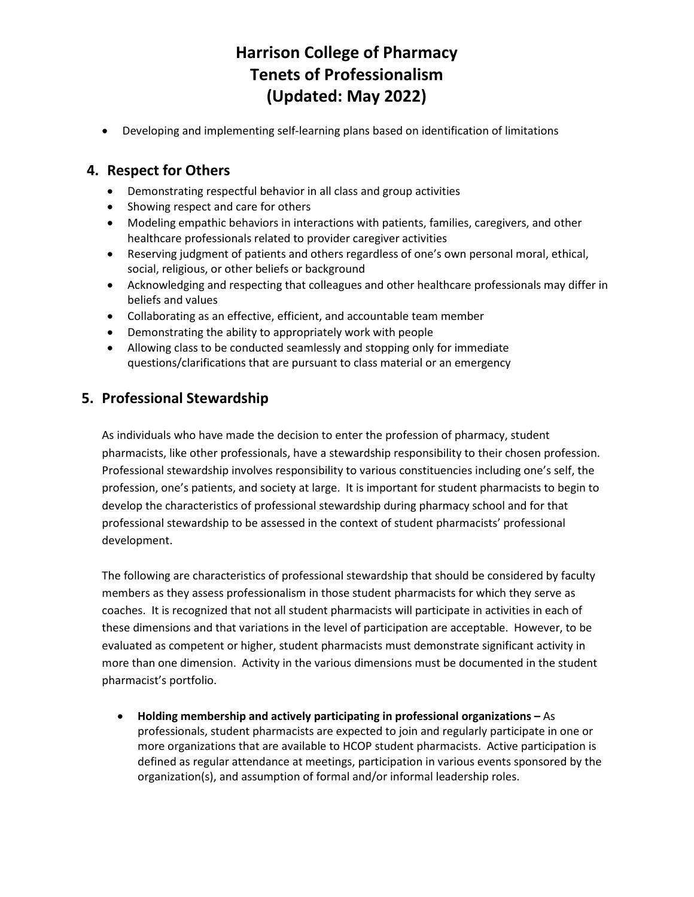- Developing and implementing self-learning plans based on identification of limitations

## 4. Respect for Others

- Demonstrating respectful behavior in all class and group activities
- Showing respect and care for others
- Modeling empathic behaviors in interactions with patients, families, caregivers, and other healthcare professionals related to provider caregiver activities
- Reserving judgment of patients and others regardless of one's own personal moral, ethical, social, religious, or other beliefs or background
- Acknowledging and respecting that colleagues and other healthcare professionals may differ in beliefs and values
- Collaborating as an effective, efficient, and accountable team member
- Demonstrating the ability to appropriately work with people
- Allowing class to be conducted seamlessly and stopping only for immediate questions/clarifications that are pursuant to class material or an emergency

## 5. Professional Stewardship

As individuals who have made the decision to enter the profession of pharmacy, student pharmacists, like other professionals, have a stewardship responsibility to their chosen profession. Professional stewardship involves responsibility to various constituencies including one's self, the profession, one's patients, and society at large. It is important for student pharmacists to begin to develop the characteristics of professional stewardship during pharmacy school and for that professional stewardship to be assessed in the context of student pharmacists' professional development.

The following are characteristics of professional stewardship that should be considered by faculty members as they assess professionalism in those student pharmacists for which they serve as coaches. It is recognized that not all student pharmacists will participate in activities in each of these dimensions and that variations in the level of participation are acceptable. However, to be evaluated as competent or higher, student pharmacists must demonstrate significant activity in more than one dimension. Activity in the various dimensions must be documented in the student pharmacist's portfolio.

- **Holding membership and actively participating in professional organizations –** As professionals, student pharmacists are expected to join and regularly participate in one or more organizations that are available to HCOP student pharmacists. Active participation is defined as regular attendance at meetings, participation in various events sponsored by the organization(s), and assumption of formal and/or informal leadership roles.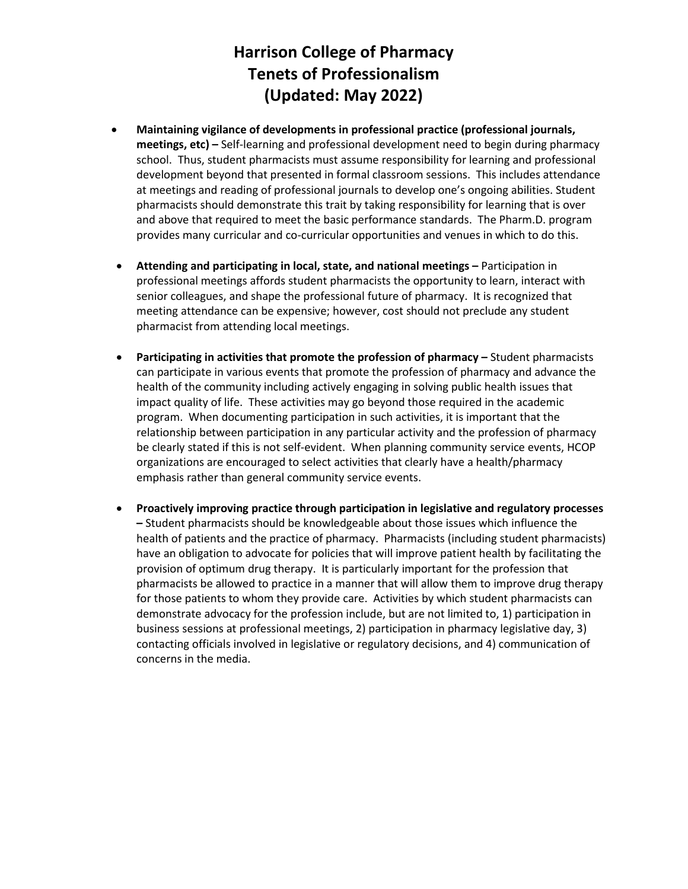# Harrison College of Pharmacy Tenets of Professionalism (Updated: May 2022)

- **Maintaining vigilance of developments in professional practice (professional journals, meetings, etc) –** Self-learning and professional development need to begin during pharmacy school. Thus, student pharmacists must assume responsibility for learning and professional development beyond that presented in formal classroom sessions. This includes attendance at meetings and reading of professional journals to develop one's ongoing abilities. Student pharmacists should demonstrate this trait by taking responsibility for learning that is over and above that required to meet the basic performance standards. The Pharm.D. program provides many curricular and co-curricular opportunities and venues in which to do this.

- **Attending and participating in local, state, and national meetings –** Participation in professional meetings affords student pharmacists the opportunity to learn, interact with senior colleagues, and shape the professional future of pharmacy. It is recognized that meeting attendance can be expensive; however, cost should not preclude any student pharmacist from attending local meetings.

- **Participating in activities that promote the profession of pharmacy –** Student pharmacists can participate in various events that promote the profession of pharmacy and advance the health of the community including actively engaging in solving public health issues that impact quality of life. These activities may go beyond those required in the academic program. When documenting participation in such activities, it is important that the relationship between participation in any particular activity and the profession of pharmacy be clearly stated if this is not self-evident. When planning community service events, HCOP organizations are encouraged to select activities that clearly have a health/pharmacy emphasis rather than general community service events.

- **Proactively improving practice through participation in legislative and regulatory processes –** Student pharmacists should be knowledgeable about those issues which influence the health of patients and the practice of pharmacy. Pharmacists (including student pharmacists) have an obligation to advocate for policies that will improve patient health by facilitating the provision of optimum drug therapy. It is particularly important for the profession that pharmacists be allowed to practice in a manner that will allow them to improve drug therapy for those patients to whom they provide care. Activities by which student pharmacists can demonstrate advocacy for the profession include, but are not limited to, 1) participation in business sessions at professional meetings, 2) participation in pharmacy legislative day, 3) contacting officials involved in legislative or regulatory decisions, and 4) communication of concerns in the media.